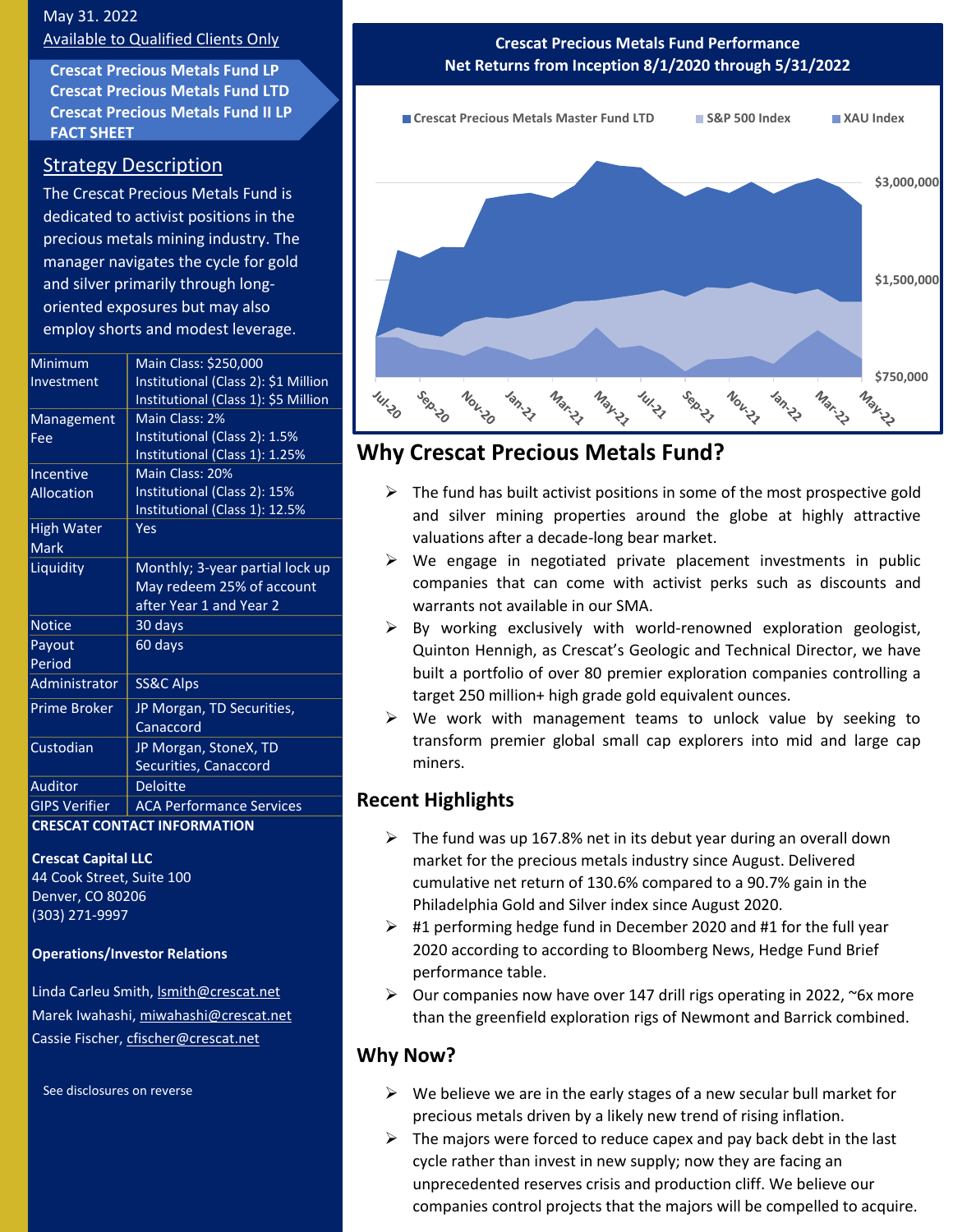May 31. 2022

Available to Qualified Clients Only

**Crescat Precious Metals Fund LP**
**Crescat Precious Metals Fund LTD**
**Crescat Precious Metals Fund II LP**
**FACT SHEET**

## Strategy Description

The Crescat Precious Metals Fund is dedicated to activist positions in the precious metals mining industry. The manager navigates the cycle for gold and silver primarily through long-oriented exposures but may also employ shorts and modest leverage.

| | |
|---|---|
| Minimum Investment | Main Class: $250,000<br>Institutional (Class 2): $1 Million<br>Institutional (Class 1): $5 Million |
| Management Fee | Main Class: 2%<br>Institutional (Class 2): 1.5%<br>Institutional (Class 1): 1.25% |
| Incentive Allocation | Main Class: 20%<br>Institutional (Class 2): 15%<br>Institutional (Class 1): 12.5% |
| High Water Mark | Yes |
| Liquidity | Monthly; 3-year partial lock up May redeem 25% of account after Year 1 and Year 2 |
| Notice | 30 days |
| Payout Period | 60 days |
| Administrator | SS&C Alps |
| Prime Broker | JP Morgan, TD Securities, Canaccord |
| Custodian | JP Morgan, StoneX, TD Securities, Canaccord |
| Auditor | Deloitte |
| GIPS Verifier | ACA Performance Services |

**CRESCAT CONTACT INFORMATION**

**Crescat Capital LLC**
44 Cook Street, Suite 100
Denver, CO 80206
(303) 271-9997

**Operations/Investor Relations**

Linda Carleu Smith, lsmith@crescat.net
Marek Iwahashi, miwahashi@crescat.net
Cassie Fischer, cfischer@crescat.net

See disclosures on reverse

**Crescat Precious Metals Fund Performance**
**Net Returns from Inception 8/1/2020 through 5/31/2022**

Crescat Precious Metals Master Fund LTD | S&P 500 Index | XAU Index

$3,000,000 | $1,500,000 | $750,000

Jul-20, Sep-20, Nov-20, Jan-21, Mar-21, May-21, Jul-21, Sep-21, Nov-21, Jan-22, Mar-22, May-22

## Why Crescat Precious Metals Fund?

- The fund has built activist positions in some of the most prospective gold and silver mining properties around the globe at highly attractive valuations after a decade-long bear market.
- We engage in negotiated private placement investments in public companies that can come with activist perks such as discounts and warrants not available in our SMA.
- By working exclusively with world-renowned exploration geologist, Quinton Hennigh, as Crescat's Geologic and Technical Director, we have built a portfolio of over 80 premier exploration companies controlling a target 250 million+ high grade gold equivalent ounces.
- We work with management teams to unlock value by seeking to transform premier global small cap explorers into mid and large cap miners.

## Recent Highlights

- The fund was up 167.8% net in its debut year during an overall down market for the precious metals industry since August. Delivered cumulative net return of 130.6% compared to a 90.7% gain in the Philadelphia Gold and Silver index since August 2020.
- #1 performing hedge fund in December 2020 and #1 for the full year 2020 according to according to Bloomberg News, Hedge Fund Brief performance table.
- Our companies now have over 147 drill rigs operating in 2022, ~6x more than the greenfield exploration rigs of Newmont and Barrick combined.

## Why Now?

- We believe we are in the early stages of a new secular bull market for precious metals driven by a likely new trend of rising inflation.
- The majors were forced to reduce capex and pay back debt in the last cycle rather than invest in new supply; now they are facing an unprecedented reserves crisis and production cliff. We believe our companies control projects that the majors will be compelled to acquire.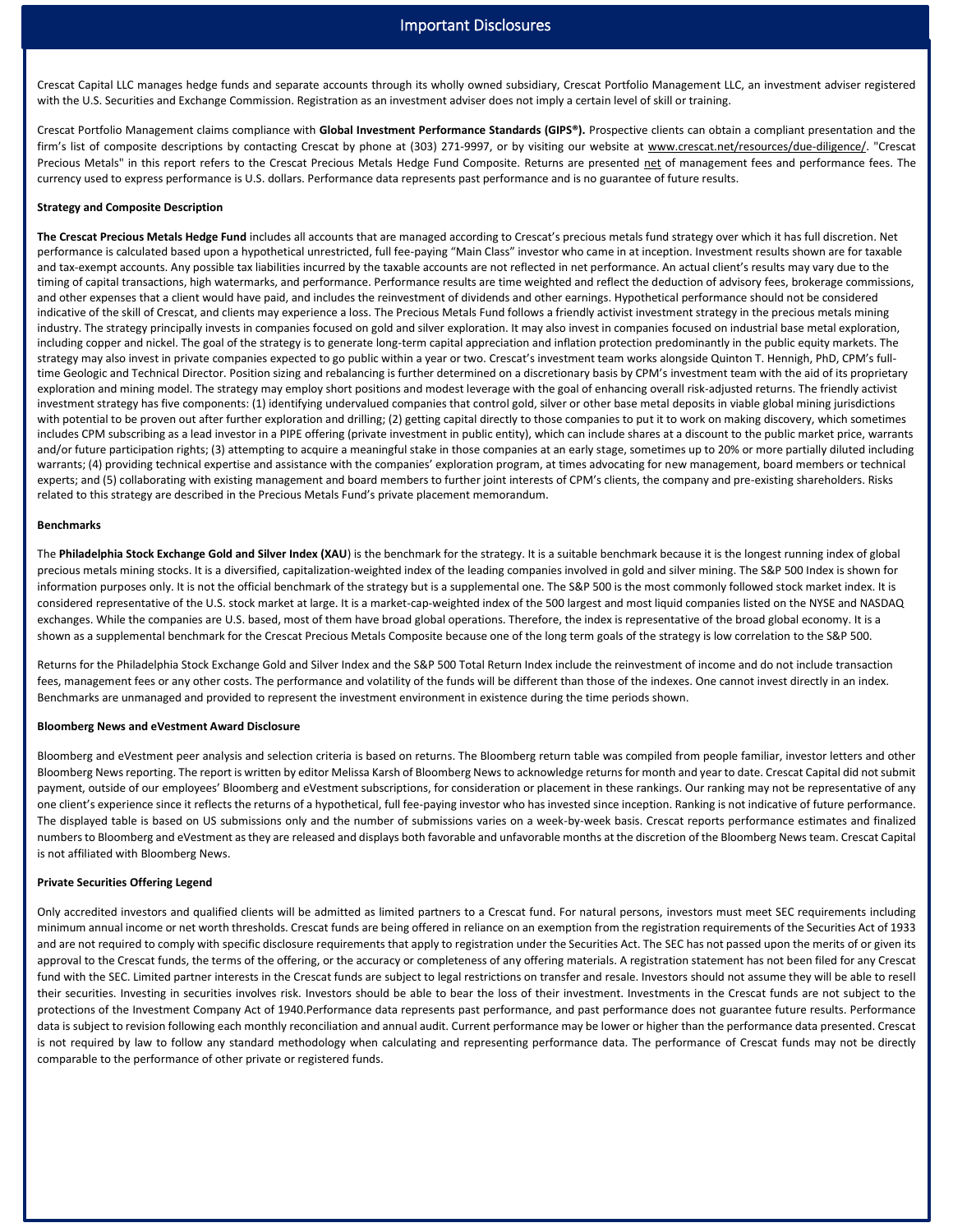# Important Disclosures

Crescat Capital LLC manages hedge funds and separate accounts through its wholly owned subsidiary, Crescat Portfolio Management LLC, an investment adviser registered with the U.S. Securities and Exchange Commission. Registration as an investment adviser does not imply a certain level of skill or training.

Crescat Portfolio Management claims compliance with **Global Investment Performance Standards (GIPS®).** Prospective clients can obtain a compliant presentation and the firm's list of composite descriptions by contacting Crescat by phone at (303) 271-9997, or by visiting our website at www.crescat.net/resources/due-diligence/. "Crescat Precious Metals" in this report refers to the Crescat Precious Metals Hedge Fund Composite. Returns are presented net of management fees and performance fees. The currency used to express performance is U.S. dollars. Performance data represents past performance and is no guarantee of future results.

**Strategy and Composite Description**

**The Crescat Precious Metals Hedge Fund** includes all accounts that are managed according to Crescat's precious metals fund strategy over which it has full discretion. Net performance is calculated based upon a hypothetical unrestricted, full fee-paying "Main Class" investor who came in at inception. Investment results shown are for taxable and tax-exempt accounts. Any possible tax liabilities incurred by the taxable accounts are not reflected in net performance. An actual client's results may vary due to the timing of capital transactions, high watermarks, and performance. Performance results are time weighted and reflect the deduction of advisory fees, brokerage commissions, and other expenses that a client would have paid, and includes the reinvestment of dividends and other earnings. Hypothetical performance should not be considered indicative of the skill of Crescat, and clients may experience a loss. The Precious Metals Fund follows a friendly activist investment strategy in the precious metals mining industry. The strategy principally invests in companies focused on gold and silver exploration. It may also invest in companies focused on industrial base metal exploration, including copper and nickel. The goal of the strategy is to generate long-term capital appreciation and inflation protection predominantly in the public equity markets. The strategy may also invest in private companies expected to go public within a year or two. Crescat's investment team works alongside Quinton T. Hennigh, PhD, CPM's full-time Geologic and Technical Director. Position sizing and rebalancing is further determined on a discretionary basis by CPM's investment team with the aid of its proprietary exploration and mining model. The strategy may employ short positions and modest leverage with the goal of enhancing overall risk-adjusted returns. The friendly activist investment strategy has five components: (1) identifying undervalued companies that control gold, silver or other base metal deposits in viable global mining jurisdictions with potential to be proven out after further exploration and drilling; (2) getting capital directly to those companies to put it to work on making discovery, which sometimes includes CPM subscribing as a lead investor in a PIPE offering (private investment in public entity), which can include shares at a discount to the public market price, warrants and/or future participation rights; (3) attempting to acquire a meaningful stake in those companies at an early stage, sometimes up to 20% or more partially diluted including warrants; (4) providing technical expertise and assistance with the companies' exploration program, at times advocating for new management, board members or technical experts; and (5) collaborating with existing management and board members to further joint interests of CPM's clients, the company and pre-existing shareholders. Risks related to this strategy are described in the Precious Metals Fund's private placement memorandum.

**Benchmarks**

The **Philadelphia Stock Exchange Gold and Silver Index (XAU**) is the benchmark for the strategy. It is a suitable benchmark because it is the longest running index of global precious metals mining stocks. It is a diversified, capitalization-weighted index of the leading companies involved in gold and silver mining. The S&P 500 Index is shown for information purposes only. It is not the official benchmark of the strategy but is a supplemental one. The S&P 500 is the most commonly followed stock market index. It is considered representative of the U.S. stock market at large. It is a market-cap-weighted index of the 500 largest and most liquid companies listed on the NYSE and NASDAQ exchanges. While the companies are U.S. based, most of them have broad global operations. Therefore, the index is representative of the broad global economy. It is a shown as a supplemental benchmark for the Crescat Precious Metals Composite because one of the long term goals of the strategy is low correlation to the S&P 500.

Returns for the Philadelphia Stock Exchange Gold and Silver Index and the S&P 500 Total Return Index include the reinvestment of income and do not include transaction fees, management fees or any other costs. The performance and volatility of the funds will be different than those of the indexes. One cannot invest directly in an index. Benchmarks are unmanaged and provided to represent the investment environment in existence during the time periods shown.

**Bloomberg News and eVestment Award Disclosure**

Bloomberg and eVestment peer analysis and selection criteria is based on returns. The Bloomberg return table was compiled from people familiar, investor letters and other Bloomberg News reporting. The report is written by editor Melissa Karsh of Bloomberg News to acknowledge returns for month and year to date. Crescat Capital did not submit payment, outside of our employees' Bloomberg and eVestment subscriptions, for consideration or placement in these rankings. Our ranking may not be representative of any one client's experience since it reflects the returns of a hypothetical, full fee-paying investor who has invested since inception. Ranking is not indicative of future performance. The displayed table is based on US submissions only and the number of submissions varies on a week-by-week basis. Crescat reports performance estimates and finalized numbers to Bloomberg and eVestment as they are released and displays both favorable and unfavorable months at the discretion of the Bloomberg News team. Crescat Capital is not affiliated with Bloomberg News.

**Private Securities Offering Legend**

Only accredited investors and qualified clients will be admitted as limited partners to a Crescat fund. For natural persons, investors must meet SEC requirements including minimum annual income or net worth thresholds. Crescat funds are being offered in reliance on an exemption from the registration requirements of the Securities Act of 1933 and are not required to comply with specific disclosure requirements that apply to registration under the Securities Act. The SEC has not passed upon the merits of or given its approval to the Crescat funds, the terms of the offering, or the accuracy or completeness of any offering materials. A registration statement has not been filed for any Crescat fund with the SEC. Limited partner interests in the Crescat funds are subject to legal restrictions on transfer and resale. Investors should not assume they will be able to resell their securities. Investing in securities involves risk. Investors should be able to bear the loss of their investment. Investments in the Crescat funds are not subject to the protections of the Investment Company Act of 1940.Performance data represents past performance, and past performance does not guarantee future results. Performance data is subject to revision following each monthly reconciliation and annual audit. Current performance may be lower or higher than the performance data presented. Crescat is not required by law to follow any standard methodology when calculating and representing performance data. The performance of Crescat funds may not be directly comparable to the performance of other private or registered funds.